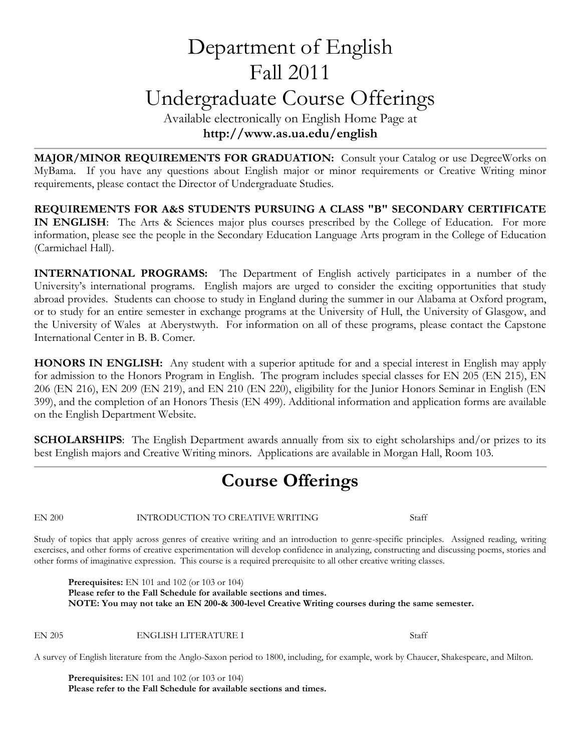# Department of English
# Fall 2011
# Undergraduate Course Offerings

Available electronically on English Home Page at
**http://www.as.ua.edu/english**

---

**MAJOR/MINOR REQUIREMENTS FOR GRADUATION:** Consult your Catalog or use DegreeWorks on MyBama. If you have any questions about English major or minor requirements or Creative Writing minor requirements, please contact the Director of Undergraduate Studies.

**REQUIREMENTS FOR A&S STUDENTS PURSUING A CLASS "B" SECONDARY CERTIFICATE IN ENGLISH**: The Arts & Sciences major plus courses prescribed by the College of Education. For more information, please see the people in the Secondary Education Language Arts program in the College of Education (Carmichael Hall).

**INTERNATIONAL PROGRAMS:** The Department of English actively participates in a number of the University's international programs. English majors are urged to consider the exciting opportunities that study abroad provides. Students can choose to study in England during the summer in our Alabama at Oxford program, or to study for an entire semester in exchange programs at the University of Hull, the University of Glasgow, and the University of Wales at Aberystwyth. For information on all of these programs, please contact the Capstone International Center in B. B. Comer.

**HONORS IN ENGLISH:** Any student with a superior aptitude for and a special interest in English may apply for admission to the Honors Program in English. The program includes special classes for EN 205 (EN 215), EN 206 (EN 216), EN 209 (EN 219), and EN 210 (EN 220), eligibility for the Junior Honors Seminar in English (EN 399), and the completion of an Honors Thesis (EN 499). Additional information and application forms are available on the English Department Website.

**SCHOLARSHIPS**: The English Department awards annually from six to eight scholarships and/or prizes to its best English majors and Creative Writing minors. Applications are available in Morgan Hall, Room 103.

---

## Course Offerings

EN 200 INTRODUCTION TO CREATIVE WRITING Staff

Study of topics that apply across genres of creative writing and an introduction to genre-specific principles. Assigned reading, writing exercises, and other forms of creative experimentation will develop confidence in analyzing, constructing and discussing poems, stories and other forms of imaginative expression. This course is a required prerequisite to all other creative writing classes.

**Prerequisites:** EN 101 and 102 (or 103 or 104)
**Please refer to the Fall Schedule for available sections and times.**
**NOTE: You may not take an EN 200-& 300-level Creative Writing courses during the same semester.**

EN 205 ENGLISH LITERATURE I Staff

A survey of English literature from the Anglo-Saxon period to 1800, including, for example, work by Chaucer, Shakespeare, and Milton.

**Prerequisites:** EN 101 and 102 (or 103 or 104)
**Please refer to the Fall Schedule for available sections and times.**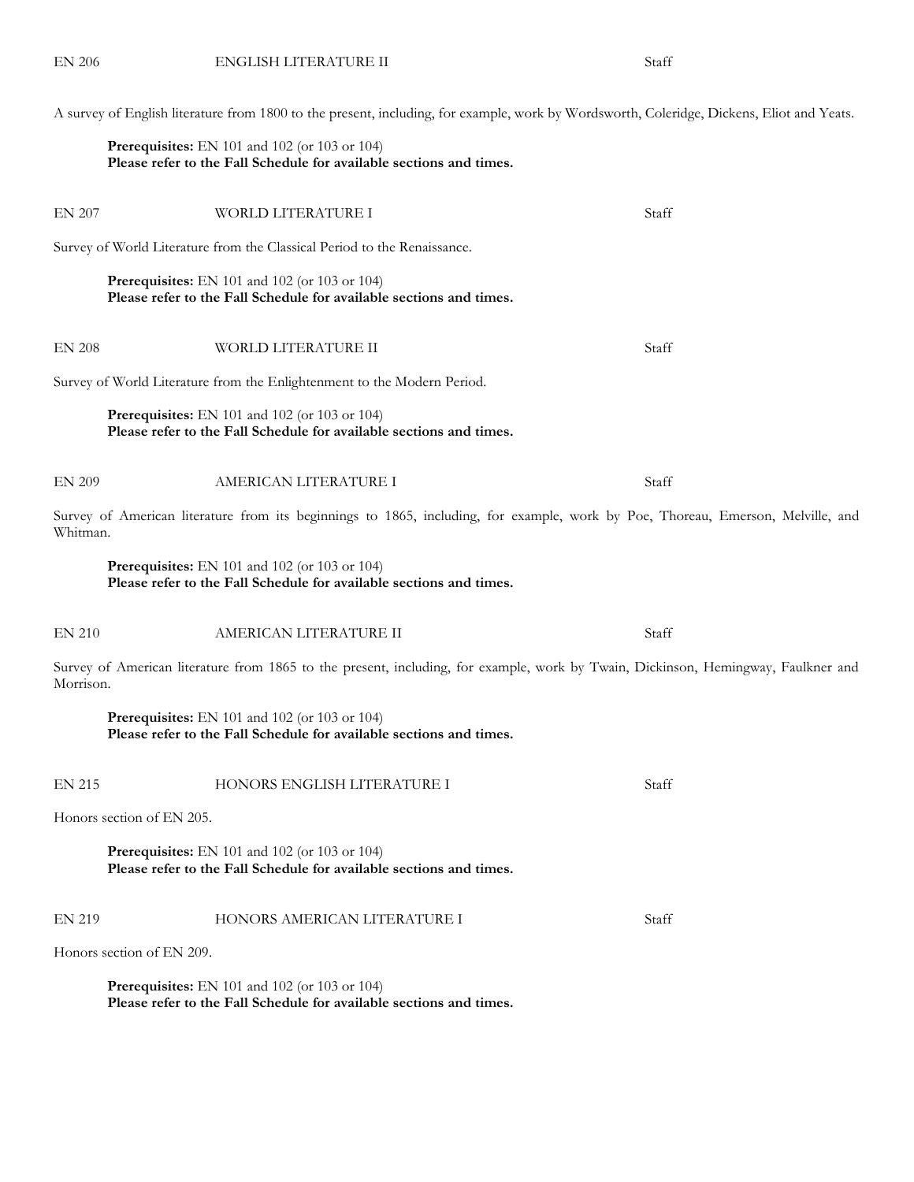EN 206 ENGLISH LITERATURE II Staff

A survey of English literature from 1800 to the present, including, for example, work by Wordsworth, Coleridge, Dickens, Eliot and Yeats.

**Prerequisites:** EN 101 and 102 (or 103 or 104)
**Please refer to the Fall Schedule for available sections and times.**

EN 207 WORLD LITERATURE I Staff

Survey of World Literature from the Classical Period to the Renaissance.

**Prerequisites:** EN 101 and 102 (or 103 or 104)
**Please refer to the Fall Schedule for available sections and times.**

EN 208 WORLD LITERATURE II Staff

Survey of World Literature from the Enlightenment to the Modern Period.

**Prerequisites:** EN 101 and 102 (or 103 or 104)
**Please refer to the Fall Schedule for available sections and times.**

EN 209 AMERICAN LITERATURE I Staff

Survey of American literature from its beginnings to 1865, including, for example, work by Poe, Thoreau, Emerson, Melville, and Whitman.

**Prerequisites:** EN 101 and 102 (or 103 or 104)
**Please refer to the Fall Schedule for available sections and times.**

EN 210 AMERICAN LITERATURE II Staff

Survey of American literature from 1865 to the present, including, for example, work by Twain, Dickinson, Hemingway, Faulkner and Morrison.

**Prerequisites:** EN 101 and 102 (or 103 or 104)
**Please refer to the Fall Schedule for available sections and times.**

EN 215 HONORS ENGLISH LITERATURE I Staff

Honors section of EN 205.

**Prerequisites:** EN 101 and 102 (or 103 or 104)
**Please refer to the Fall Schedule for available sections and times.**

EN 219 HONORS AMERICAN LITERATURE I Staff

Honors section of EN 209.

**Prerequisites:** EN 101 and 102 (or 103 or 104)
**Please refer to the Fall Schedule for available sections and times.**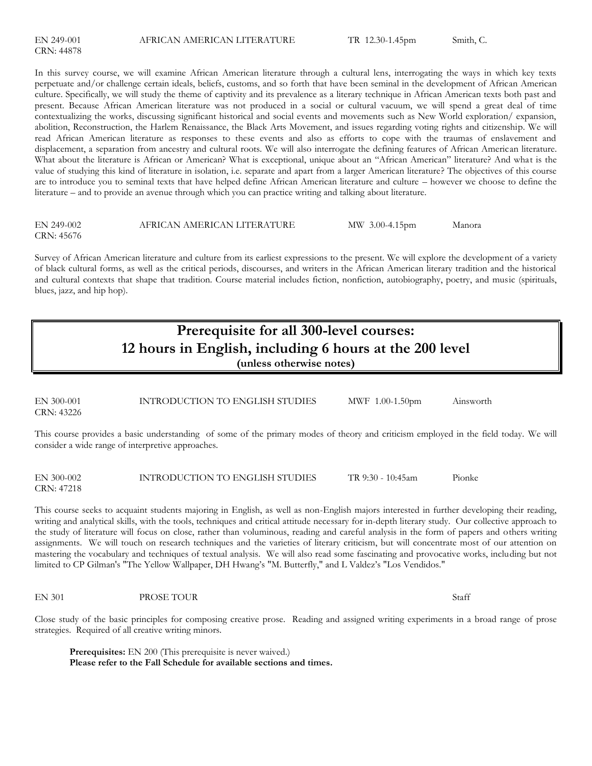EN 249-001 AFRICAN AMERICAN LITERATURE TR 12.30-1.45pm Smith, C.
CRN: 44878

In this survey course, we will examine African American literature through a cultural lens, interrogating the ways in which key texts perpetuate and/or challenge certain ideals, beliefs, customs, and so forth that have been seminal in the development of African American culture. Specifically, we will study the theme of captivity and its prevalence as a literary technique in African American texts both past and present. Because African American literature was not produced in a social or cultural vacuum, we will spend a great deal of time contextualizing the works, discussing significant historical and social events and movements such as New World exploration/ expansion, abolition, Reconstruction, the Harlem Renaissance, the Black Arts Movement, and issues regarding voting rights and citizenship. We will read African American literature as responses to these events and also as efforts to cope with the traumas of enslavement and displacement, a separation from ancestry and cultural roots. We will also interrogate the defining features of African American literature. What about the literature is African or American? What is exceptional, unique about an "African American" literature? And what is the value of studying this kind of literature in isolation, i.e. separate and apart from a larger American literature? The objectives of this course are to introduce you to seminal texts that have helped define African American literature and culture – however we choose to define the literature – and to provide an avenue through which you can practice writing and talking about literature.

EN 249-002 AFRICAN AMERICAN LITERATURE MW 3.00-4.15pm Manora
CRN: 45676

Survey of African American literature and culture from its earliest expressions to the present. We will explore the development of a variety of black cultural forms, as well as the critical periods, discourses, and writers in the African American literary tradition and the historical and cultural contexts that shape that tradition. Course material includes fiction, nonfiction, autobiography, poetry, and music (spirituals, blues, jazz, and hip hop).

## Prerequisite for all 300-level courses: 12 hours in English, including 6 hours at the 200 level

**(unless otherwise notes)**

EN 300-001 INTRODUCTION TO ENGLISH STUDIES MWF 1.00-1.50pm Ainsworth
CRN: 43226

This course provides a basic understanding of some of the primary modes of theory and criticism employed in the field today. We will consider a wide range of interpretive approaches.

EN 300-002 INTRODUCTION TO ENGLISH STUDIES TR 9:30 - 10:45am Pionke
CRN: 47218

This course seeks to acquaint students majoring in English, as well as non-English majors interested in further developing their reading, writing and analytical skills, with the tools, techniques and critical attitude necessary for in-depth literary study. Our collective approach to the study of literature will focus on close, rather than voluminous, reading and careful analysis in the form of papers and others writing assignments. We will touch on research techniques and the varieties of literary criticism, but will concentrate most of our attention on mastering the vocabulary and techniques of textual analysis. We will also read some fascinating and provocative works, including but not limited to CP Gilman's "The Yellow Wallpaper, DH Hwang's "M. Butterfly," and L Valdez's "Los Vendidos."

EN 301 PROSE TOUR Staff

Close study of the basic principles for composing creative prose. Reading and assigned writing experiments in a broad range of prose strategies. Required of all creative writing minors.

**Prerequisites:** EN 200 (This prerequisite is never waived.)
**Please refer to the Fall Schedule for available sections and times.**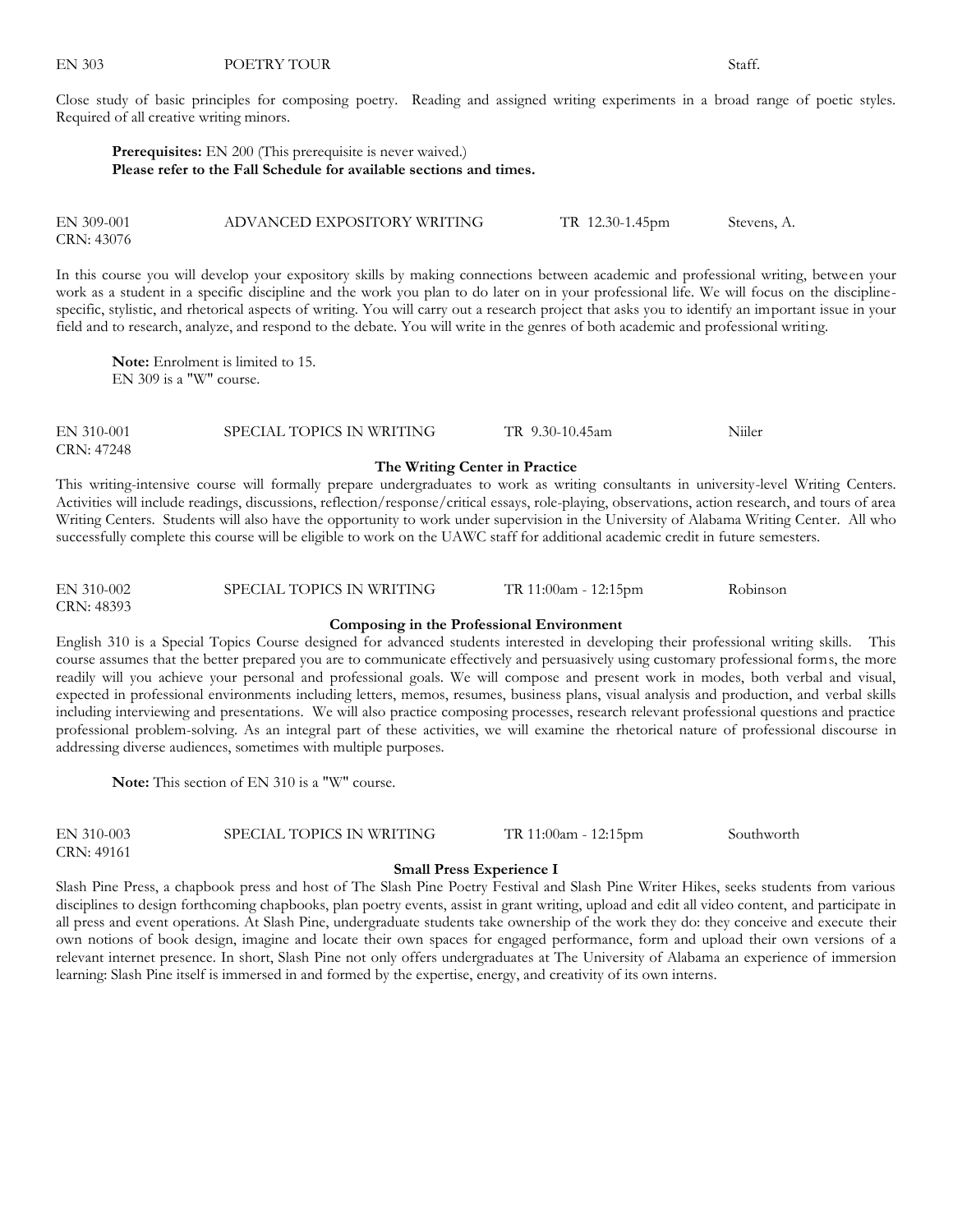EN 303 POETRY TOUR Staff.

Close study of basic principles for composing poetry. Reading and assigned writing experiments in a broad range of poetic styles. Required of all creative writing minors.

> **Prerequisites:** EN 200 (This prerequisite is never waived.)
> **Please refer to the Fall Schedule for available sections and times.**

EN 309-001 ADVANCED EXPOSITORY WRITING TR 12.30-1.45pm Stevens, A.
CRN: 43076

In this course you will develop your expository skills by making connections between academic and professional writing, between your work as a student in a specific discipline and the work you plan to do later on in your professional life. We will focus on the discipline-specific, stylistic, and rhetorical aspects of writing. You will carry out a research project that asks you to identify an important issue in your field and to research, analyze, and respond to the debate. You will write in the genres of both academic and professional writing.

> **Note:** Enrolment is limited to 15.
> EN 309 is a "W" course.

EN 310-001 SPECIAL TOPICS IN WRITING TR 9.30-10.45am Niiler
CRN: 47248

**The Writing Center in Practice**

This writing-intensive course will formally prepare undergraduates to work as writing consultants in university-level Writing Centers. Activities will include readings, discussions, reflection/response/critical essays, role-playing, observations, action research, and tours of area Writing Centers. Students will also have the opportunity to work under supervision in the University of Alabama Writing Center. All who successfully complete this course will be eligible to work on the UAWC staff for additional academic credit in future semesters.

EN 310-002 SPECIAL TOPICS IN WRITING TR 11:00am - 12:15pm Robinson
CRN: 48393

**Composing in the Professional Environment**

English 310 is a Special Topics Course designed for advanced students interested in developing their professional writing skills. This course assumes that the better prepared you are to communicate effectively and persuasively using customary professional forms, the more readily will you achieve your personal and professional goals. We will compose and present work in modes, both verbal and visual, expected in professional environments including letters, memos, resumes, business plans, visual analysis and production, and verbal skills including interviewing and presentations. We will also practice composing processes, research relevant professional questions and practice professional problem-solving. As an integral part of these activities, we will examine the rhetorical nature of professional discourse in addressing diverse audiences, sometimes with multiple purposes.

> **Note:** This section of EN 310 is a "W" course.

EN 310-003 SPECIAL TOPICS IN WRITING TR 11:00am - 12:15pm Southworth
CRN: 49161

**Small Press Experience I**

Slash Pine Press, a chapbook press and host of The Slash Pine Poetry Festival and Slash Pine Writer Hikes, seeks students from various disciplines to design forthcoming chapbooks, plan poetry events, assist in grant writing, upload and edit all video content, and participate in all press and event operations. At Slash Pine, undergraduate students take ownership of the work they do: they conceive and execute their own notions of book design, imagine and locate their own spaces for engaged performance, form and upload their own versions of a relevant internet presence. In short, Slash Pine not only offers undergraduates at The University of Alabama an experience of immersion learning: Slash Pine itself is immersed in and formed by the expertise, energy, and creativity of its own interns.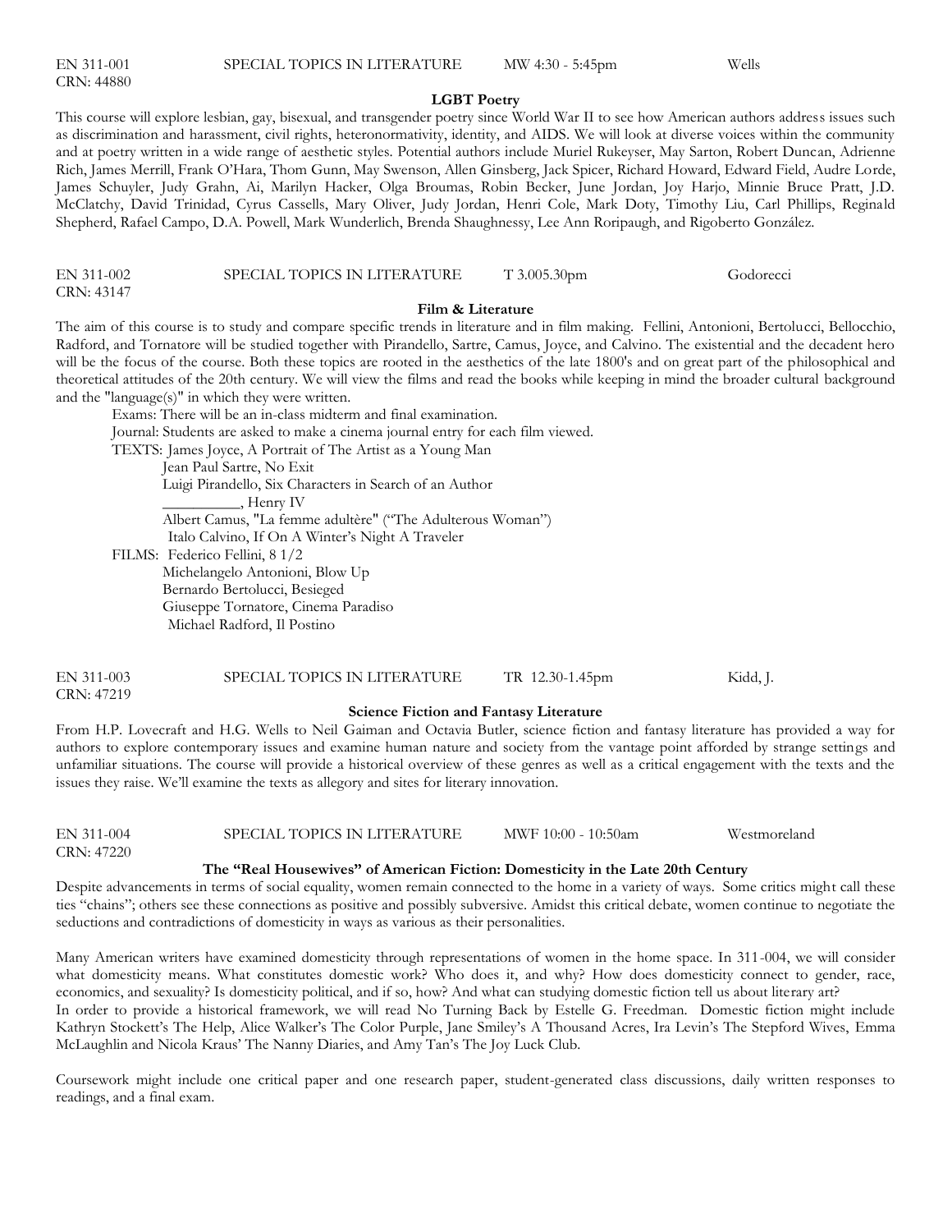EN 311-001 SPECIAL TOPICS IN LITERATURE MW 4:30 - 5:45pm Wells
CRN: 44880

**LGBT Poetry**

This course will explore lesbian, gay, bisexual, and transgender poetry since World War II to see how American authors address issues such as discrimination and harassment, civil rights, heteronormativity, identity, and AIDS. We will look at diverse voices within the community and at poetry written in a wide range of aesthetic styles. Potential authors include Muriel Rukeyser, May Sarton, Robert Duncan, Adrienne Rich, James Merrill, Frank O'Hara, Thom Gunn, May Swenson, Allen Ginsberg, Jack Spicer, Richard Howard, Edward Field, Audre Lorde, James Schuyler, Judy Grahn, Ai, Marilyn Hacker, Olga Broumas, Robin Becker, June Jordan, Joy Harjo, Minnie Bruce Pratt, J.D. McClatchy, David Trinidad, Cyrus Cassells, Mary Oliver, Judy Jordan, Henri Cole, Mark Doty, Timothy Liu, Carl Phillips, Reginald Shepherd, Rafael Campo, D.A. Powell, Mark Wunderlich, Brenda Shaughnessy, Lee Ann Roripaugh, and Rigoberto González.

EN 311-002 SPECIAL TOPICS IN LITERATURE T 3.005.30pm Godorecci
CRN: 43147

**Film & Literature**

The aim of this course is to study and compare specific trends in literature and in film making. Fellini, Antonioni, Bertolucci, Bellocchio, Radford, and Tornatore will be studied together with Pirandello, Sartre, Camus, Joyce, and Calvino. The existential and the decadent hero will be the focus of the course. Both these topics are rooted in the aesthetics of the late 1800's and on great part of the philosophical and theoretical attitudes of the 20th century. We will view the films and read the books while keeping in mind the broader cultural background and the "language(s)" in which they were written.

Exams: There will be an in-class midterm and final examination.

Journal: Students are asked to make a cinema journal entry for each film viewed.

TEXTS: James Joyce, A Portrait of The Artist as a Young Man
Jean Paul Sartre, No Exit
Luigi Pirandello, Six Characters in Search of an Author
__________, Henry IV
Albert Camus, "La femme adultère" ("The Adulterous Woman")
Italo Calvino, If On A Winter's Night A Traveler

FILMS: Federico Fellini, 8 1/2
Michelangelo Antonioni, Blow Up
Bernardo Bertolucci, Besieged
Giuseppe Tornatore, Cinema Paradiso
Michael Radford, Il Postino

EN 311-003 SPECIAL TOPICS IN LITERATURE TR 12.30-1.45pm Kidd, J.
CRN: 47219

**Science Fiction and Fantasy Literature**

From H.P. Lovecraft and H.G. Wells to Neil Gaiman and Octavia Butler, science fiction and fantasy literature has provided a way for authors to explore contemporary issues and examine human nature and society from the vantage point afforded by strange settings and unfamiliar situations. The course will provide a historical overview of these genres as well as a critical engagement with the texts and the issues they raise. We'll examine the texts as allegory and sites for literary innovation.

EN 311-004 SPECIAL TOPICS IN LITERATURE MWF 10:00 - 10:50am Westmoreland
CRN: 47220

**The "Real Housewives" of American Fiction: Domesticity in the Late 20th Century**

Despite advancements in terms of social equality, women remain connected to the home in a variety of ways. Some critics might call these ties "chains"; others see these connections as positive and possibly subversive. Amidst this critical debate, women continue to negotiate the seductions and contradictions of domesticity in ways as various as their personalities.

Many American writers have examined domesticity through representations of women in the home space. In 311-004, we will consider what domesticity means. What constitutes domestic work? Who does it, and why? How does domesticity connect to gender, race, economics, and sexuality? Is domesticity political, and if so, how? And what can studying domestic fiction tell us about literary art?
In order to provide a historical framework, we will read No Turning Back by Estelle G. Freedman. Domestic fiction might include Kathryn Stockett's The Help, Alice Walker's The Color Purple, Jane Smiley's A Thousand Acres, Ira Levin's The Stepford Wives, Emma McLaughlin and Nicola Kraus' The Nanny Diaries, and Amy Tan's The Joy Luck Club.

Coursework might include one critical paper and one research paper, student-generated class discussions, daily written responses to readings, and a final exam.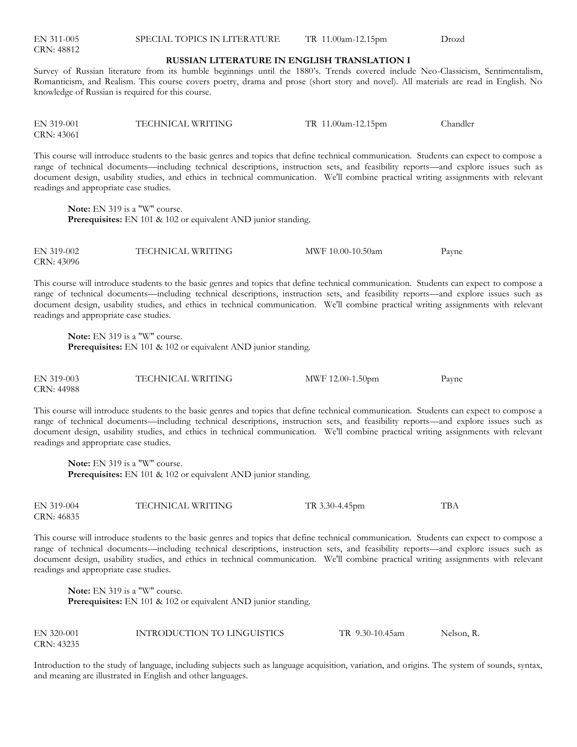EN 311-005 SPECIAL TOPICS IN LITERATURE TR 11.00am-12.15pm Drozd
CRN: 48812

**RUSSIAN LITERATURE IN ENGLISH TRANSLATION I**

Survey of Russian literature from its humble beginnings until the 1880's. Trends covered include Neo-Classicism, Sentimentalism, Romanticism, and Realism. This course covers poetry, drama and prose (short story and novel). All materials are read in English. No knowledge of Russian is required for this course.

EN 319-001 TECHNICAL WRITING TR 11.00am-12.15pm Chandler
CRN: 43061

This course will introduce students to the basic genres and topics that define technical communication. Students can expect to compose a range of technical documents—including technical descriptions, instruction sets, and feasibility reports—and explore issues such as document design, usability studies, and ethics in technical communication. We'll combine practical writing assignments with relevant readings and appropriate case studies.

**Note:** EN 319 is a "W" course.
**Prerequisites:** EN 101 & 102 or equivalent AND junior standing.

EN 319-002 TECHNICAL WRITING MWF 10.00-10.50am Payne
CRN: 43096

This course will introduce students to the basic genres and topics that define technical communication. Students can expect to compose a range of technical documents—including technical descriptions, instruction sets, and feasibility reports—and explore issues such as document design, usability studies, and ethics in technical communication. We'll combine practical writing assignments with relevant readings and appropriate case studies.

**Note:** EN 319 is a "W" course.
**Prerequisites:** EN 101 & 102 or equivalent AND junior standing.

EN 319-003 TECHNICAL WRITING MWF 12.00-1.50pm Payne
CRN: 44988

This course will introduce students to the basic genres and topics that define technical communication. Students can expect to compose a range of technical documents—including technical descriptions, instruction sets, and feasibility reports—and explore issues such as document design, usability studies, and ethics in technical communication. We'll combine practical writing assignments with relevant readings and appropriate case studies.

**Note:** EN 319 is a "W" course.
**Prerequisites:** EN 101 & 102 or equivalent AND junior standing.

EN 319-004 TECHNICAL WRITING TR 3.30-4.45pm TBA
CRN: 46835

This course will introduce students to the basic genres and topics that define technical communication. Students can expect to compose a range of technical documents—including technical descriptions, instruction sets, and feasibility reports—and explore issues such as document design, usability studies, and ethics in technical communication. We'll combine practical writing assignments with relevant readings and appropriate case studies.

**Note:** EN 319 is a "W" course.
**Prerequisites:** EN 101 & 102 or equivalent AND junior standing.

EN 320-001 INTRODUCTION TO LINGUISTICS TR 9.30-10.45am Nelson, R.
CRN: 43235

Introduction to the study of language, including subjects such as language acquisition, variation, and origins. The system of sounds, syntax, and meaning are illustrated in English and other languages.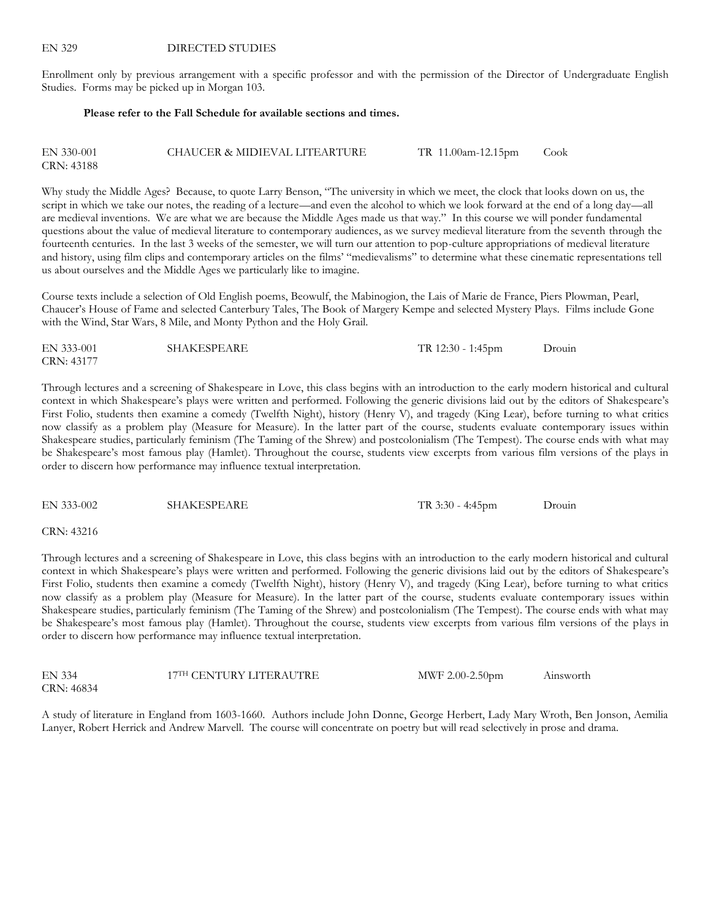EN 329 DIRECTED STUDIES

Enrollment only by previous arrangement with a specific professor and with the permission of the Director of Undergraduate English Studies. Forms may be picked up in Morgan 103.

**Please refer to the Fall Schedule for available sections and times.**

EN 330-001 CHAUCER & MIDIEVAL LITEARTURE TR 11.00am-12.15pm Cook
CRN: 43188

Why study the Middle Ages? Because, to quote Larry Benson, "The university in which we meet, the clock that looks down on us, the script in which we take our notes, the reading of a lecture—and even the alcohol to which we look forward at the end of a long day—all are medieval inventions. We are what we are because the Middle Ages made us that way." In this course we will ponder fundamental questions about the value of medieval literature to contemporary audiences, as we survey medieval literature from the seventh through the fourteenth centuries. In the last 3 weeks of the semester, we will turn our attention to pop-culture appropriations of medieval literature and history, using film clips and contemporary articles on the films' "medievalisms" to determine what these cinematic representations tell us about ourselves and the Middle Ages we particularly like to imagine.

Course texts include a selection of Old English poems, Beowulf, the Mabinogion, the Lais of Marie de France, Piers Plowman, Pearl, Chaucer's House of Fame and selected Canterbury Tales, The Book of Margery Kempe and selected Mystery Plays. Films include Gone with the Wind, Star Wars, 8 Mile, and Monty Python and the Holy Grail.

EN 333-001 SHAKESPEARE TR 12:30 - 1:45pm Drouin
CRN: 43177

Through lectures and a screening of Shakespeare in Love, this class begins with an introduction to the early modern historical and cultural context in which Shakespeare's plays were written and performed. Following the generic divisions laid out by the editors of Shakespeare's First Folio, students then examine a comedy (Twelfth Night), history (Henry V), and tragedy (King Lear), before turning to what critics now classify as a problem play (Measure for Measure). In the latter part of the course, students evaluate contemporary issues within Shakespeare studies, particularly feminism (The Taming of the Shrew) and postcolonialism (The Tempest). The course ends with what may be Shakespeare's most famous play (Hamlet). Throughout the course, students view excerpts from various film versions of the plays in order to discern how performance may influence textual interpretation.

EN 333-002 SHAKESPEARE TR 3:30 - 4:45pm Drouin

CRN: 43216

Through lectures and a screening of Shakespeare in Love, this class begins with an introduction to the early modern historical and cultural context in which Shakespeare's plays were written and performed. Following the generic divisions laid out by the editors of Shakespeare's First Folio, students then examine a comedy (Twelfth Night), history (Henry V), and tragedy (King Lear), before turning to what critics now classify as a problem play (Measure for Measure). In the latter part of the course, students evaluate contemporary issues within Shakespeare studies, particularly feminism (The Taming of the Shrew) and postcolonialism (The Tempest). The course ends with what may be Shakespeare's most famous play (Hamlet). Throughout the course, students view excerpts from various film versions of the plays in order to discern how performance may influence textual interpretation.

EN 334 17TH CENTURY LITERAUTRE MWF 2.00-2.50pm Ainsworth
CRN: 46834

A study of literature in England from 1603-1660. Authors include John Donne, George Herbert, Lady Mary Wroth, Ben Jonson, Aemilia Lanyer, Robert Herrick and Andrew Marvell. The course will concentrate on poetry but will read selectively in prose and drama.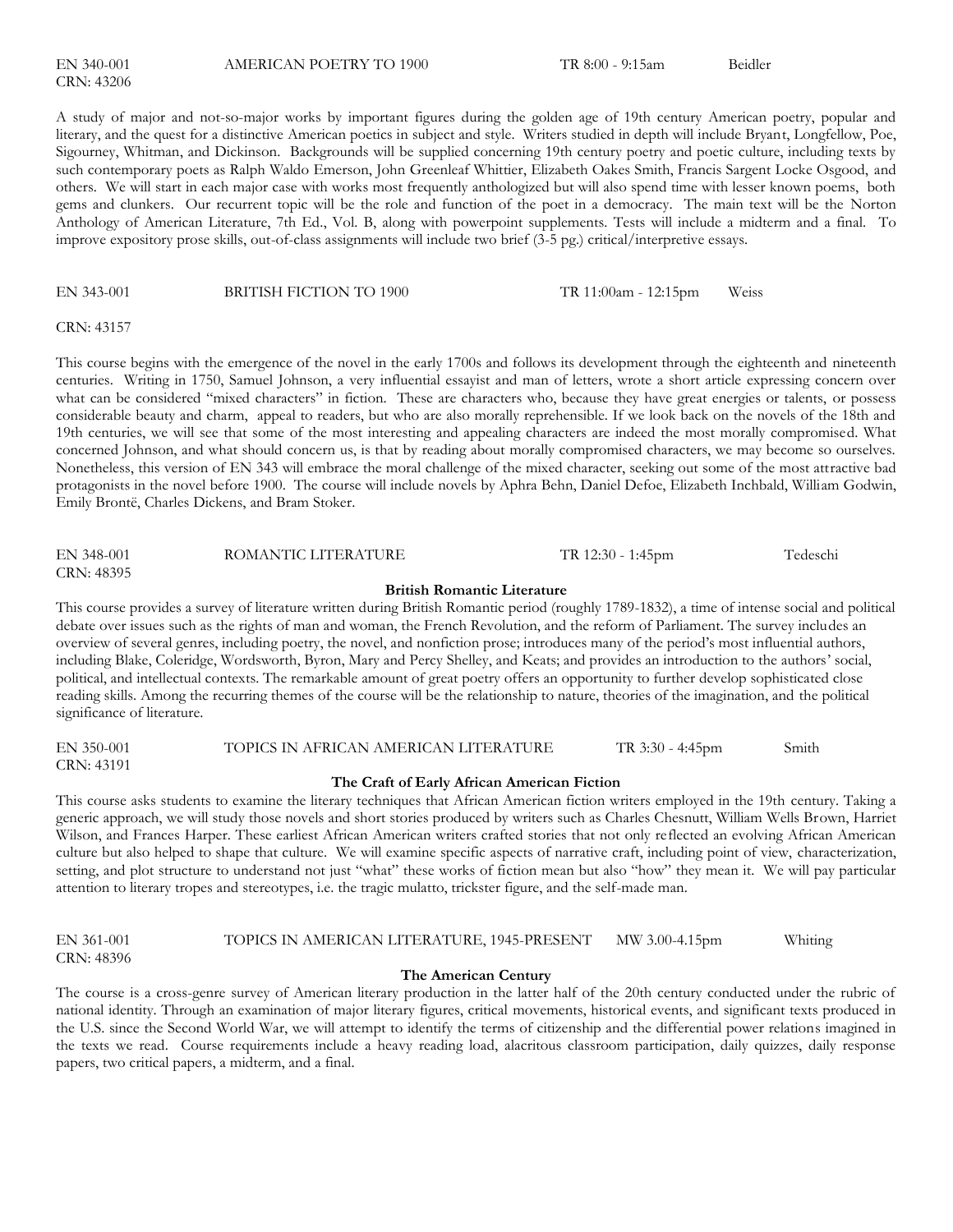EN 340-001 AMERICAN POETRY TO 1900 TR 8:00 - 9:15am Beidler
CRN: 43206

A study of major and not-so-major works by important figures during the golden age of 19th century American poetry, popular and literary, and the quest for a distinctive American poetics in subject and style. Writers studied in depth will include Bryant, Longfellow, Poe, Sigourney, Whitman, and Dickinson. Backgrounds will be supplied concerning 19th century poetry and poetic culture, including texts by such contemporary poets as Ralph Waldo Emerson, John Greenleaf Whittier, Elizabeth Oakes Smith, Francis Sargent Locke Osgood, and others. We will start in each major case with works most frequently anthologized but will also spend time with lesser known poems, both gems and clunkers. Our recurrent topic will be the role and function of the poet in a democracy. The main text will be the Norton Anthology of American Literature, 7th Ed., Vol. B, along with powerpoint supplements. Tests will include a midterm and a final. To improve expository prose skills, out-of-class assignments will include two brief (3-5 pg.) critical/interpretive essays.

EN 343-001 BRITISH FICTION TO 1900 TR 11:00am - 12:15pm Weiss

CRN: 43157

This course begins with the emergence of the novel in the early 1700s and follows its development through the eighteenth and nineteenth centuries. Writing in 1750, Samuel Johnson, a very influential essayist and man of letters, wrote a short article expressing concern over what can be considered "mixed characters" in fiction. These are characters who, because they have great energies or talents, or possess considerable beauty and charm, appeal to readers, but who are also morally reprehensible. If we look back on the novels of the 18th and 19th centuries, we will see that some of the most interesting and appealing characters are indeed the most morally compromised. What concerned Johnson, and what should concern us, is that by reading about morally compromised characters, we may become so ourselves. Nonetheless, this version of EN 343 will embrace the moral challenge of the mixed character, seeking out some of the most attractive bad protagonists in the novel before 1900. The course will include novels by Aphra Behn, Daniel Defoe, Elizabeth Inchbald, William Godwin, Emily Brontë, Charles Dickens, and Bram Stoker.

EN 348-001 ROMANTIC LITERATURE TR 12:30 - 1:45pm Tedeschi
CRN: 48395

**British Romantic Literature**

This course provides a survey of literature written during British Romantic period (roughly 1789-1832), a time of intense social and political debate over issues such as the rights of man and woman, the French Revolution, and the reform of Parliament. The survey includes an overview of several genres, including poetry, the novel, and nonfiction prose; introduces many of the period's most influential authors, including Blake, Coleridge, Wordsworth, Byron, Mary and Percy Shelley, and Keats; and provides an introduction to the authors' social, political, and intellectual contexts. The remarkable amount of great poetry offers an opportunity to further develop sophisticated close reading skills. Among the recurring themes of the course will be the relationship to nature, theories of the imagination, and the political significance of literature.

EN 350-001 TOPICS IN AFRICAN AMERICAN LITERATURE TR 3:30 - 4:45pm Smith
CRN: 43191

**The Craft of Early African American Fiction**

This course asks students to examine the literary techniques that African American fiction writers employed in the 19th century. Taking a generic approach, we will study those novels and short stories produced by writers such as Charles Chesnutt, William Wells Brown, Harriet Wilson, and Frances Harper. These earliest African American writers crafted stories that not only reflected an evolving African American culture but also helped to shape that culture. We will examine specific aspects of narrative craft, including point of view, characterization, setting, and plot structure to understand not just "what" these works of fiction mean but also "how" they mean it. We will pay particular attention to literary tropes and stereotypes, i.e. the tragic mulatto, trickster figure, and the self-made man.

EN 361-001 TOPICS IN AMERICAN LITERATURE, 1945-PRESENT MW 3.00-4.15pm Whiting
CRN: 48396

**The American Century**

The course is a cross-genre survey of American literary production in the latter half of the 20th century conducted under the rubric of national identity. Through an examination of major literary figures, critical movements, historical events, and significant texts produced in the U.S. since the Second World War, we will attempt to identify the terms of citizenship and the differential power relations imagined in the texts we read. Course requirements include a heavy reading load, alacritous classroom participation, daily quizzes, daily response papers, two critical papers, a midterm, and a final.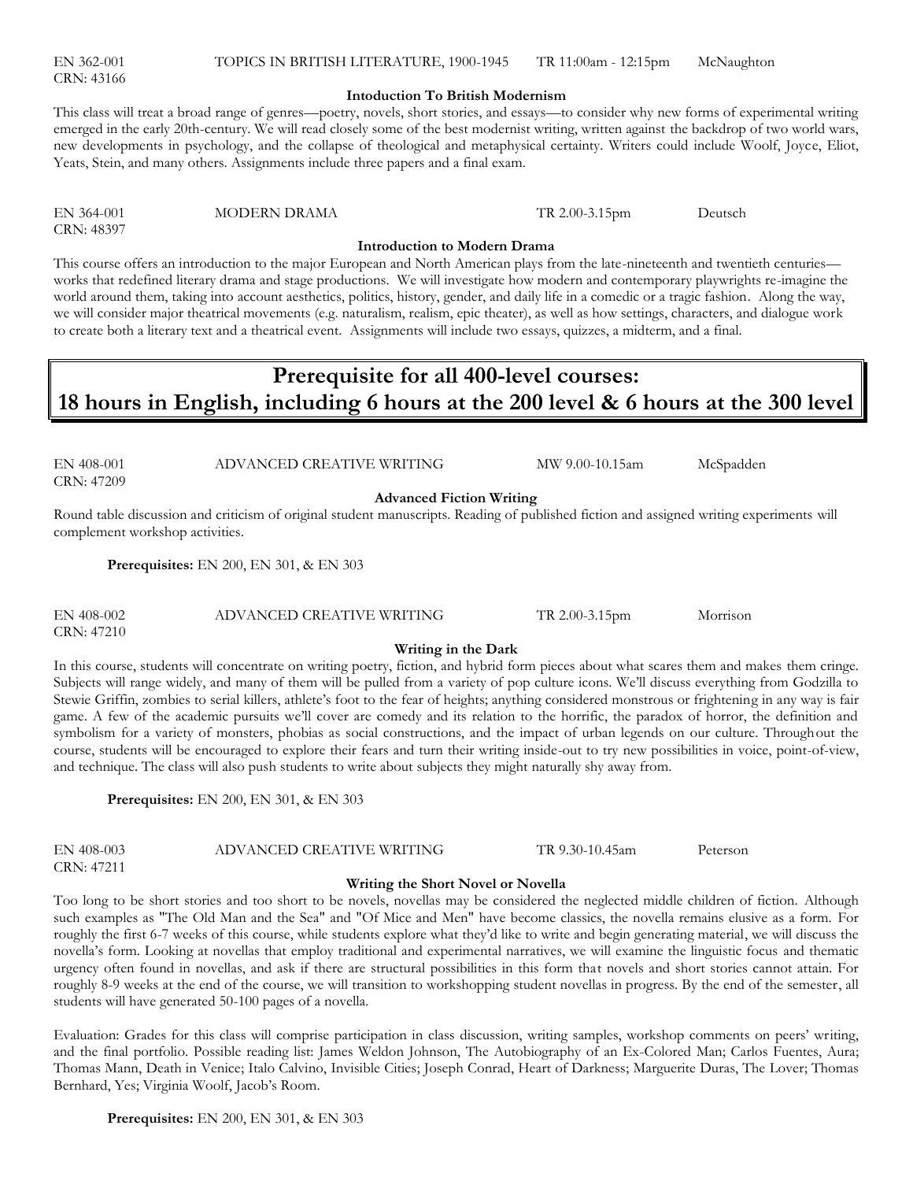EN 362-001 TOPICS IN BRITISH LITERATURE, 1900-1945 TR 11:00am - 12:15pm McNaughton
CRN: 43166

**Intoduction To British Modernism**

This class will treat a broad range of genres—poetry, novels, short stories, and essays—to consider why new forms of experimental writing emerged in the early 20th-century. We will read closely some of the best modernist writing, written against the backdrop of two world wars, new developments in psychology, and the collapse of theological and metaphysical certainty. Writers could include Woolf, Joyce, Eliot, Yeats, Stein, and many others. Assignments include three papers and a final exam.

EN 364-001 MODERN DRAMA TR 2.00-3.15pm Deutsch
CRN: 48397

**Introduction to Modern Drama**

This course offers an introduction to the major European and North American plays from the late-nineteenth and twentieth centuries—works that redefined literary drama and stage productions. We will investigate how modern and contemporary playwrights re-imagine the world around them, taking into account aesthetics, politics, history, gender, and daily life in a comedic or a tragic fashion. Along the way, we will consider major theatrical movements (e.g. naturalism, realism, epic theater), as well as how settings, characters, and dialogue work to create both a literary text and a theatrical event. Assignments will include two essays, quizzes, a midterm, and a final.

## Prerequisite for all 400-level courses: 18 hours in English, including 6 hours at the 200 level & 6 hours at the 300 level

EN 408-001 ADVANCED CREATIVE WRITING MW 9.00-10.15am McSpadden
CRN: 47209

**Advanced Fiction Writing**

Round table discussion and criticism of original student manuscripts. Reading of published fiction and assigned writing experiments will complement workshop activities.

**Prerequisites:** EN 200, EN 301, & EN 303

EN 408-002 ADVANCED CREATIVE WRITING TR 2.00-3.15pm Morrison
CRN: 47210

**Writing in the Dark**

In this course, students will concentrate on writing poetry, fiction, and hybrid form pieces about what scares them and makes them cringe. Subjects will range widely, and many of them will be pulled from a variety of pop culture icons. We'll discuss everything from Godzilla to Stewie Griffin, zombies to serial killers, athlete's foot to the fear of heights; anything considered monstrous or frightening in any way is fair game. A few of the academic pursuits we'll cover are comedy and its relation to the horrific, the paradox of horror, the definition and symbolism for a variety of monsters, phobias as social constructions, and the impact of urban legends on our culture. Throughout the course, students will be encouraged to explore their fears and turn their writing inside-out to try new possibilities in voice, point-of-view, and technique. The class will also push students to write about subjects they might naturally shy away from.

**Prerequisites:** EN 200, EN 301, & EN 303

EN 408-003 ADVANCED CREATIVE WRITING TR 9.30-10.45am Peterson
CRN: 47211

**Writing the Short Novel or Novella**

Too long to be short stories and too short to be novels, novellas may be considered the neglected middle children of fiction. Although such examples as "The Old Man and the Sea" and "Of Mice and Men" have become classics, the novella remains elusive as a form. For roughly the first 6-7 weeks of this course, while students explore what they'd like to write and begin generating material, we will discuss the novella's form. Looking at novellas that employ traditional and experimental narratives, we will examine the linguistic focus and thematic urgency often found in novellas, and ask if there are structural possibilities in this form that novels and short stories cannot attain. For roughly 8-9 weeks at the end of the course, we will transition to workshopping student novellas in progress. By the end of the semester, all students will have generated 50-100 pages of a novella.

Evaluation: Grades for this class will comprise participation in class discussion, writing samples, workshop comments on peers' writing, and the final portfolio. Possible reading list: James Weldon Johnson, The Autobiography of an Ex-Colored Man; Carlos Fuentes, Aura; Thomas Mann, Death in Venice; Italo Calvino, Invisible Cities; Joseph Conrad, Heart of Darkness; Marguerite Duras, The Lover; Thomas Bernhard, Yes; Virginia Woolf, Jacob's Room.

**Prerequisites:** EN 200, EN 301, & EN 303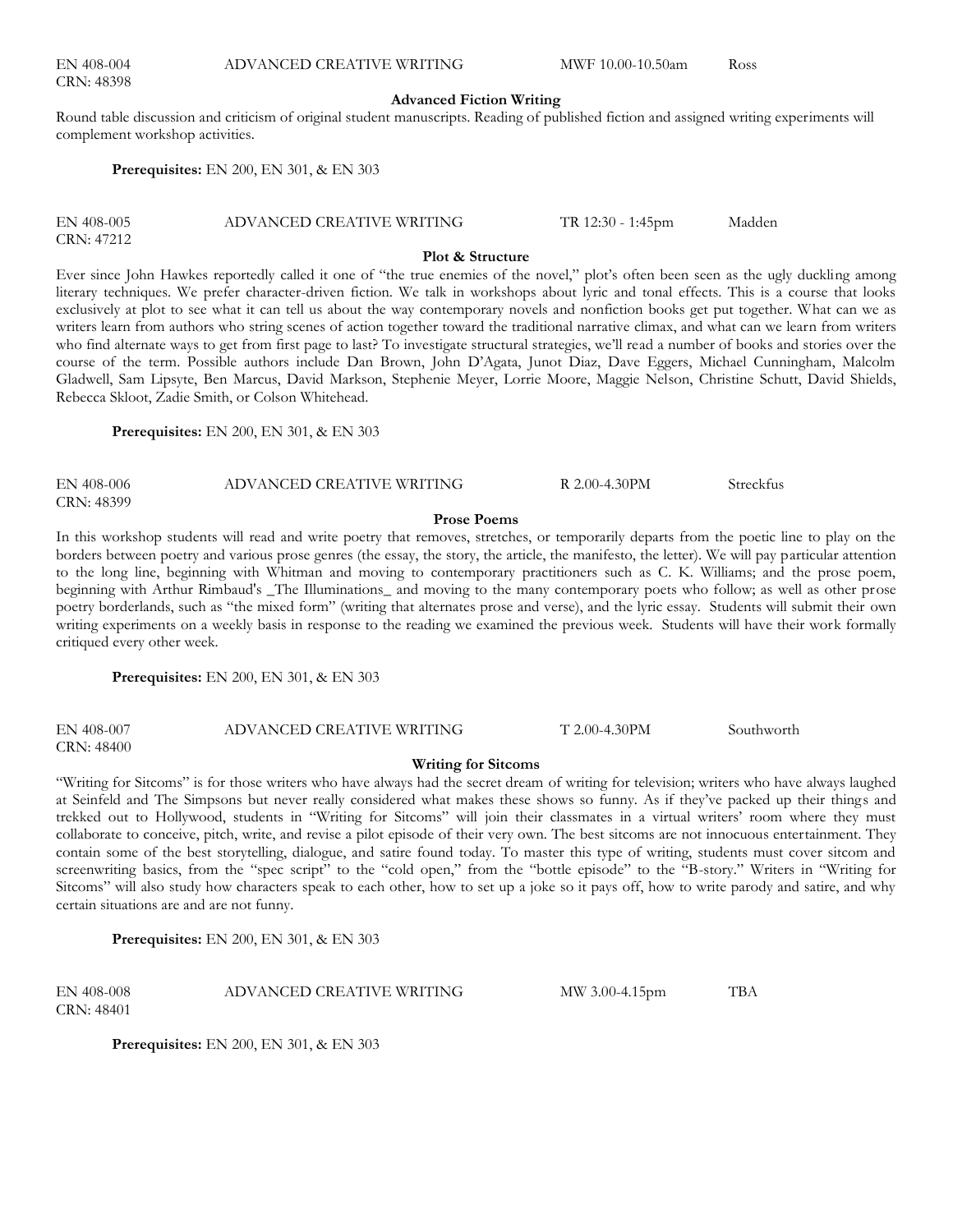EN 408-004 ADVANCED CREATIVE WRITING MWF 10.00-10.50am Ross
CRN: 48398

**Advanced Fiction Writing**

Round table discussion and criticism of original student manuscripts. Reading of published fiction and assigned writing experiments will complement workshop activities.

**Prerequisites:** EN 200, EN 301, & EN 303

EN 408-005 ADVANCED CREATIVE WRITING TR 12:30 - 1:45pm Madden
CRN: 47212

**Plot & Structure**

Ever since John Hawkes reportedly called it one of "the true enemies of the novel," plot's often been seen as the ugly duckling among literary techniques. We prefer character-driven fiction. We talk in workshops about lyric and tonal effects. This is a course that looks exclusively at plot to see what it can tell us about the way contemporary novels and nonfiction books get put together. What can we as writers learn from authors who string scenes of action together toward the traditional narrative climax, and what can we learn from writers who find alternate ways to get from first page to last? To investigate structural strategies, we'll read a number of books and stories over the course of the term. Possible authors include Dan Brown, John D'Agata, Junot Diaz, Dave Eggers, Michael Cunningham, Malcolm Gladwell, Sam Lipsyte, Ben Marcus, David Markson, Stephenie Meyer, Lorrie Moore, Maggie Nelson, Christine Schutt, David Shields, Rebecca Skloot, Zadie Smith, or Colson Whitehead.

**Prerequisites:** EN 200, EN 301, & EN 303

EN 408-006 ADVANCED CREATIVE WRITING R 2.00-4.30PM Streckfus
CRN: 48399

**Prose Poems**

In this workshop students will read and write poetry that removes, stretches, or temporarily departs from the poetic line to play on the borders between poetry and various prose genres (the essay, the story, the article, the manifesto, the letter). We will pay particular attention to the long line, beginning with Whitman and moving to contemporary practitioners such as C. K. Williams; and the prose poem, beginning with Arthur Rimbaud's _The Illuminations_ and moving to the many contemporary poets who follow; as well as other prose poetry borderlands, such as "the mixed form" (writing that alternates prose and verse), and the lyric essay. Students will submit their own writing experiments on a weekly basis in response to the reading we examined the previous week. Students will have their work formally critiqued every other week.

**Prerequisites:** EN 200, EN 301, & EN 303

EN 408-007 ADVANCED CREATIVE WRITING T 2.00-4.30PM Southworth
CRN: 48400

**Writing for Sitcoms**

"Writing for Sitcoms" is for those writers who have always had the secret dream of writing for television; writers who have always laughed at Seinfeld and The Simpsons but never really considered what makes these shows so funny. As if they've packed up their things and trekked out to Hollywood, students in "Writing for Sitcoms" will join their classmates in a virtual writers' room where they must collaborate to conceive, pitch, write, and revise a pilot episode of their very own. The best sitcoms are not innocuous entertainment. They contain some of the best storytelling, dialogue, and satire found today. To master this type of writing, students must cover sitcom and screenwriting basics, from the "spec script" to the "cold open," from the "bottle episode" to the "B-story." Writers in "Writing for Sitcoms" will also study how characters speak to each other, how to set up a joke so it pays off, how to write parody and satire, and why certain situations are and are not funny.

**Prerequisites:** EN 200, EN 301, & EN 303

EN 408-008 ADVANCED CREATIVE WRITING MW 3.00-4.15pm TBA
CRN: 48401

**Prerequisites:** EN 200, EN 301, & EN 303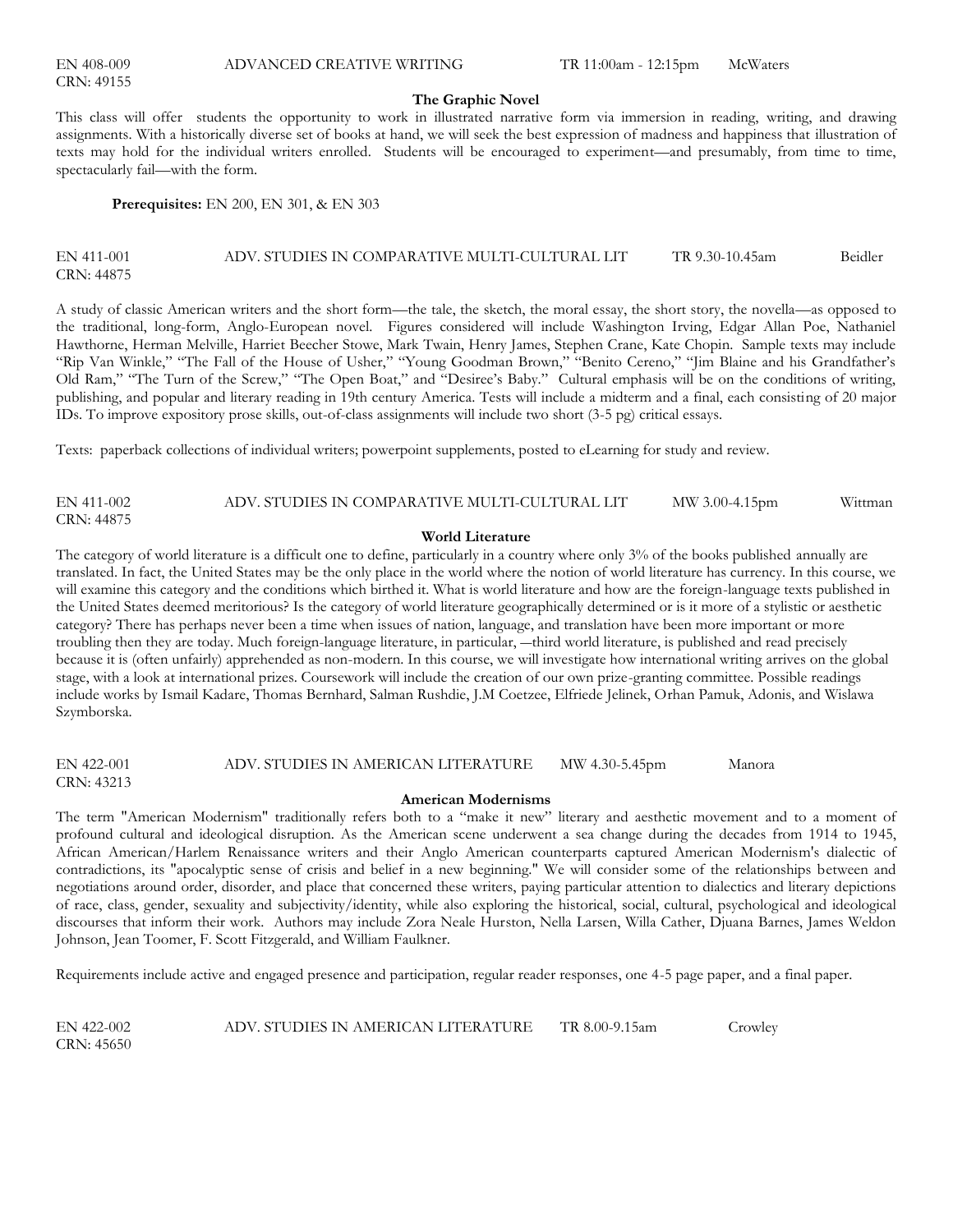EN 408-009 ADVANCED CREATIVE WRITING TR 11:00am - 12:15pm McWaters
CRN: 49155

**The Graphic Novel**

This class will offer students the opportunity to work in illustrated narrative form via immersion in reading, writing, and drawing assignments. With a historically diverse set of books at hand, we will seek the best expression of madness and happiness that illustration of texts may hold for the individual writers enrolled. Students will be encouraged to experiment—and presumably, from time to time, spectacularly fail—with the form.

**Prerequisites:** EN 200, EN 301, & EN 303

EN 411-001 ADV. STUDIES IN COMPARATIVE MULTI-CULTURAL LIT TR 9.30-10.45am Beidler
CRN: 44875

A study of classic American writers and the short form—the tale, the sketch, the moral essay, the short story, the novella—as opposed to the traditional, long-form, Anglo-European novel. Figures considered will include Washington Irving, Edgar Allan Poe, Nathaniel Hawthorne, Herman Melville, Harriet Beecher Stowe, Mark Twain, Henry James, Stephen Crane, Kate Chopin. Sample texts may include "Rip Van Winkle," "The Fall of the House of Usher," "Young Goodman Brown," "Benito Cereno," "Jim Blaine and his Grandfather's Old Ram," "The Turn of the Screw," "The Open Boat," and "Desiree's Baby." Cultural emphasis will be on the conditions of writing, publishing, and popular and literary reading in 19th century America. Tests will include a midterm and a final, each consisting of 20 major IDs. To improve expository prose skills, out-of-class assignments will include two short (3-5 pg) critical essays.

Texts: paperback collections of individual writers; powerpoint supplements, posted to eLearning for study and review.

EN 411-002 ADV. STUDIES IN COMPARATIVE MULTI-CULTURAL LIT MW 3.00-4.15pm Wittman
CRN: 44875

**World Literature**

The category of world literature is a difficult one to define, particularly in a country where only 3% of the books published annually are translated. In fact, the United States may be the only place in the world where the notion of world literature has currency. In this course, we will examine this category and the conditions which birthed it. What is world literature and how are the foreign-language texts published in the United States deemed meritorious? Is the category of world literature geographically determined or is it more of a stylistic or aesthetic category? There has perhaps never been a time when issues of nation, language, and translation have been more important or more troubling then they are today. Much foreign-language literature, in particular, —third world literature, is published and read precisely because it is (often unfairly) apprehended as non-modern. In this course, we will investigate how international writing arrives on the global stage, with a look at international prizes. Coursework will include the creation of our own prize-granting committee. Possible readings include works by Ismail Kadare, Thomas Bernhard, Salman Rushdie, J.M Coetzee, Elfriede Jelinek, Orhan Pamuk, Adonis, and Wislawa Szymborska.

EN 422-001 ADV. STUDIES IN AMERICAN LITERATURE MW 4.30-5.45pm Manora
CRN: 43213

**American Modernisms**

The term "American Modernism" traditionally refers both to a "make it new" literary and aesthetic movement and to a moment of profound cultural and ideological disruption. As the American scene underwent a sea change during the decades from 1914 to 1945, African American/Harlem Renaissance writers and their Anglo American counterparts captured American Modernism's dialectic of contradictions, its "apocalyptic sense of crisis and belief in a new beginning." We will consider some of the relationships between and negotiations around order, disorder, and place that concerned these writers, paying particular attention to dialectics and literary depictions of race, class, gender, sexuality and subjectivity/identity, while also exploring the historical, social, cultural, psychological and ideological discourses that inform their work. Authors may include Zora Neale Hurston, Nella Larsen, Willa Cather, Djuana Barnes, James Weldon Johnson, Jean Toomer, F. Scott Fitzgerald, and William Faulkner.

Requirements include active and engaged presence and participation, regular reader responses, one 4-5 page paper, and a final paper.

EN 422-002 ADV. STUDIES IN AMERICAN LITERATURE TR 8.00-9.15am Crowley
CRN: 45650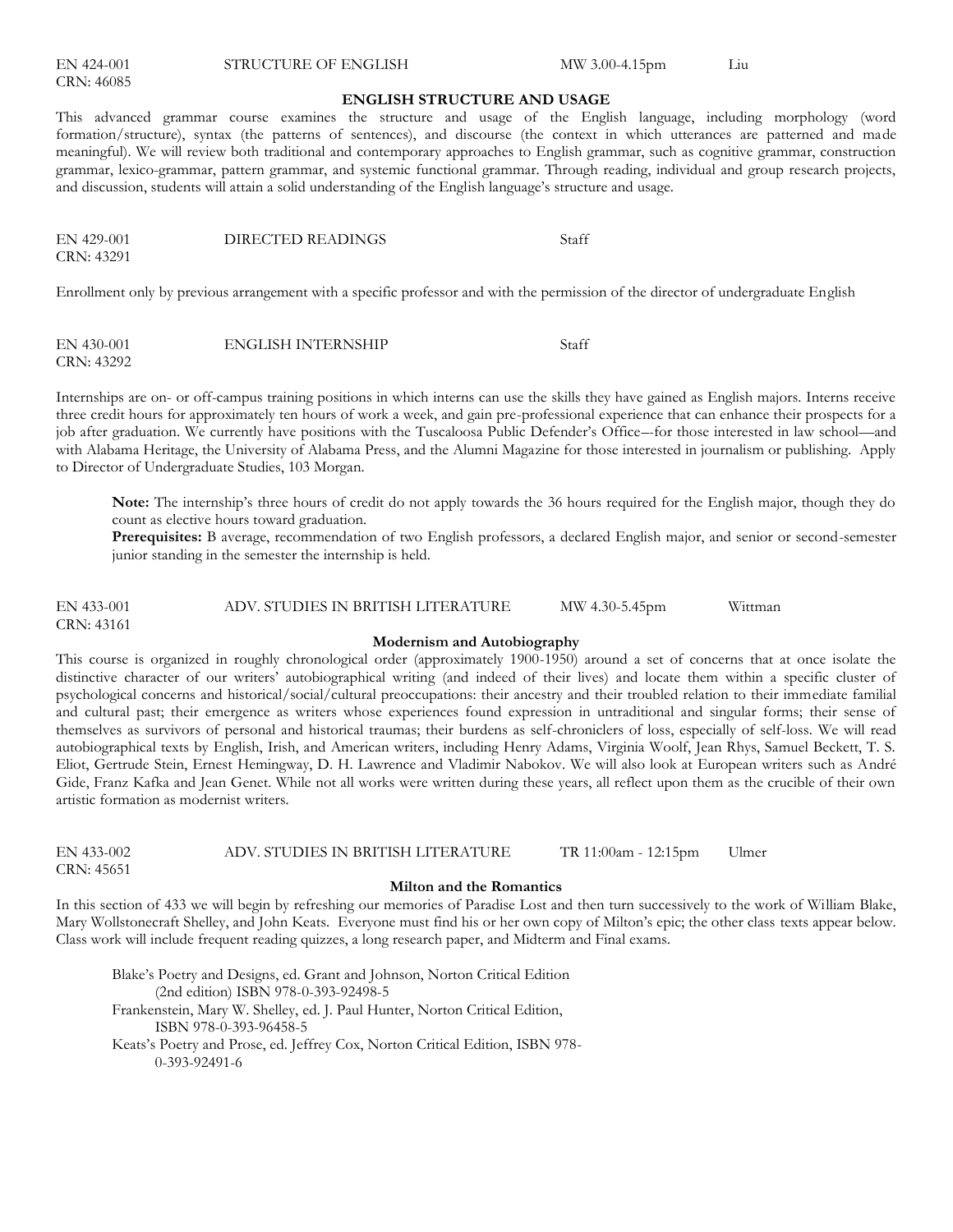EN 424-001 STRUCTURE OF ENGLISH MW 3.00-4.15pm Liu
CRN: 46085

**ENGLISH STRUCTURE AND USAGE**

This advanced grammar course examines the structure and usage of the English language, including morphology (word formation/structure), syntax (the patterns of sentences), and discourse (the context in which utterances are patterned and made meaningful). We will review both traditional and contemporary approaches to English grammar, such as cognitive grammar, construction grammar, lexico-grammar, pattern grammar, and systemic functional grammar. Through reading, individual and group research projects, and discussion, students will attain a solid understanding of the English language's structure and usage.

EN 429-001 DIRECTED READINGS Staff
CRN: 43291

Enrollment only by previous arrangement with a specific professor and with the permission of the director of undergraduate English

EN 430-001 ENGLISH INTERNSHIP Staff
CRN: 43292

Internships are on- or off-campus training positions in which interns can use the skills they have gained as English majors. Interns receive three credit hours for approximately ten hours of work a week, and gain pre-professional experience that can enhance their prospects for a job after graduation. We currently have positions with the Tuscaloosa Public Defender's Office–-for those interested in law school—and with Alabama Heritage, the University of Alabama Press, and the Alumni Magazine for those interested in journalism or publishing. Apply to Director of Undergraduate Studies, 103 Morgan.

> **Note:** The internship's three hours of credit do not apply towards the 36 hours required for the English major, though they do count as elective hours toward graduation.
> **Prerequisites:** B average, recommendation of two English professors, a declared English major, and senior or second-semester junior standing in the semester the internship is held.

EN 433-001 ADV. STUDIES IN BRITISH LITERATURE MW 4.30-5.45pm Wittman
CRN: 43161

**Modernism and Autobiography**

This course is organized in roughly chronological order (approximately 1900-1950) around a set of concerns that at once isolate the distinctive character of our writers' autobiographical writing (and indeed of their lives) and locate them within a specific cluster of psychological concerns and historical/social/cultural preoccupations: their ancestry and their troubled relation to their immediate familial and cultural past; their emergence as writers whose experiences found expression in untraditional and singular forms; their sense of themselves as survivors of personal and historical traumas; their burdens as self-chroniclers of loss, especially of self-loss. We will read autobiographical texts by English, Irish, and American writers, including Henry Adams, Virginia Woolf, Jean Rhys, Samuel Beckett, T. S. Eliot, Gertrude Stein, Ernest Hemingway, D. H. Lawrence and Vladimir Nabokov. We will also look at European writers such as André Gide, Franz Kafka and Jean Genet. While not all works were written during these years, all reflect upon them as the crucible of their own artistic formation as modernist writers.

EN 433-002 ADV. STUDIES IN BRITISH LITERATURE TR 11:00am - 12:15pm Ulmer
CRN: 45651

**Milton and the Romantics**

In this section of 433 we will begin by refreshing our memories of Paradise Lost and then turn successively to the work of William Blake, Mary Wollstonecraft Shelley, and John Keats. Everyone must find his or her own copy of Milton's epic; the other class texts appear below. Class work will include frequent reading quizzes, a long research paper, and Midterm and Final exams.

> Blake's Poetry and Designs, ed. Grant and Johnson, Norton Critical Edition (2nd edition) ISBN 978-0-393-92498-5
> Frankenstein, Mary W. Shelley, ed. J. Paul Hunter, Norton Critical Edition, ISBN 978-0-393-96458-5
> Keats's Poetry and Prose, ed. Jeffrey Cox, Norton Critical Edition, ISBN 978-0-393-92491-6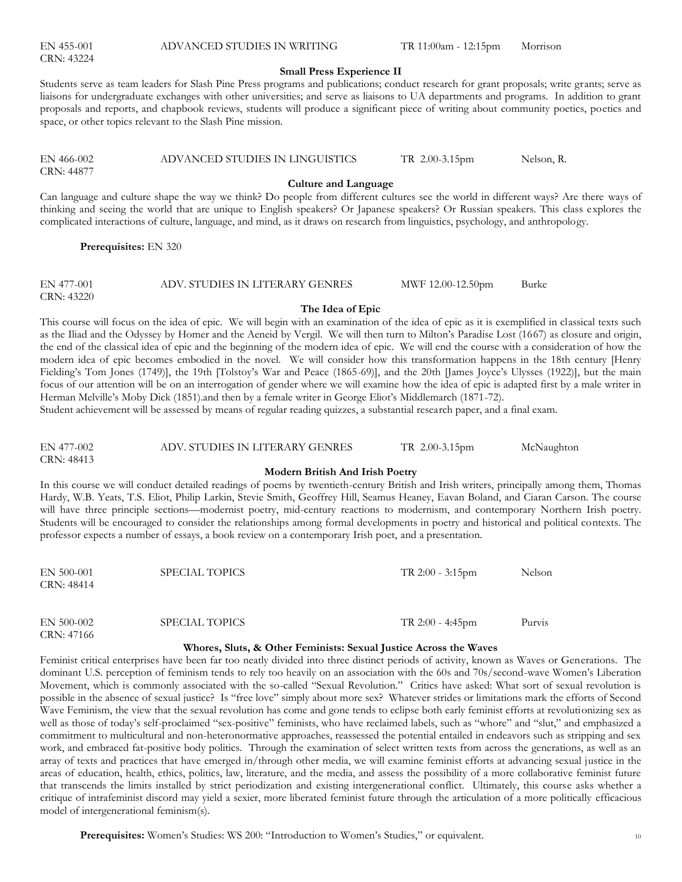EN 455-001 ADVANCED STUDIES IN WRITING TR 11:00am - 12:15pm Morrison
CRN: 43224

**Small Press Experience II**

Students serve as team leaders for Slash Pine Press programs and publications; conduct research for grant proposals; write grants; serve as liaisons for undergraduate exchanges with other universities; and serve as liaisons to UA departments and programs. In addition to grant proposals and reports, and chapbook reviews, students will produce a significant piece of writing about community poetics, poetics and space, or other topics relevant to the Slash Pine mission.

EN 466-002 ADVANCED STUDIES IN LINGUISTICS TR 2.00-3.15pm Nelson, R.
CRN: 44877

**Culture and Language**

Can language and culture shape the way we think? Do people from different cultures see the world in different ways? Are there ways of thinking and seeing the world that are unique to English speakers? Or Japanese speakers? Or Russian speakers. This class explores the complicated interactions of culture, language, and mind, as it draws on research from linguistics, psychology, and anthropology.

**Prerequisites:** EN 320

EN 477-001 ADV. STUDIES IN LITERARY GENRES MWF 12.00-12.50pm Burke
CRN: 43220

**The Idea of Epic**

This course will focus on the idea of epic. We will begin with an examination of the idea of epic as it is exemplified in classical texts such as the Iliad and the Odyssey by Homer and the Aeneid by Vergil. We will then turn to Milton's Paradise Lost (1667) as closure and origin, the end of the classical idea of epic and the beginning of the modern idea of epic. We will end the course with a consideration of how the modern idea of epic becomes embodied in the novel. We will consider how this transformation happens in the 18th century [Henry Fielding's Tom Jones (1749)], the 19th [Tolstoy's War and Peace (1865-69)], and the 20th [James Joyce's Ulysses (1922)], but the main focus of our attention will be on an interrogation of gender where we will examine how the idea of epic is adapted first by a male writer in Herman Melville's Moby Dick (1851).and then by a female writer in George Eliot's Middlemarch (1871-72).
Student achievement will be assessed by means of regular reading quizzes, a substantial research paper, and a final exam.

EN 477-002 ADV. STUDIES IN LITERARY GENRES TR 2.00-3.15pm McNaughton
CRN: 48413

**Modern British And Irish Poetry**

In this course we will conduct detailed readings of poems by twentieth-century British and Irish writers, principally among them, Thomas Hardy, W.B. Yeats, T.S. Eliot, Philip Larkin, Stevie Smith, Geoffrey Hill, Seamus Heaney, Eavan Boland, and Ciaran Carson. The course will have three principle sections—modernist poetry, mid-century reactions to modernism, and contemporary Northern Irish poetry. Students will be encouraged to consider the relationships among formal developments in poetry and historical and political contexts. The professor expects a number of essays, a book review on a contemporary Irish poet, and a presentation.

EN 500-001 SPECIAL TOPICS TR 2:00 - 3:15pm Nelson
CRN: 48414

EN 500-002 SPECIAL TOPICS TR 2:00 - 4:45pm Purvis
CRN: 47166

**Whores, Sluts, & Other Feminists: Sexual Justice Across the Waves**

Feminist critical enterprises have been far too neatly divided into three distinct periods of activity, known as Waves or Generations. The dominant U.S. perception of feminism tends to rely too heavily on an association with the 60s and 70s/second-wave Women's Liberation Movement, which is commonly associated with the so-called "Sexual Revolution." Critics have asked: What sort of sexual revolution is possible in the absence of sexual justice? Is "free love" simply about more sex? Whatever strides or limitations mark the efforts of Second Wave Feminism, the view that the sexual revolution has come and gone tends to eclipse both early feminist efforts at revolutionizing sex as well as those of today's self-proclaimed "sex-positive" feminists, who have reclaimed labels, such as "whore" and "slut," and emphasized a commitment to multicultural and non-heteronormative approaches, reassessed the potential entailed in endeavors such as stripping and sex work, and embraced fat-positive body politics. Through the examination of select written texts from across the generations, as well as an array of texts and practices that have emerged in/through other media, we will examine feminist efforts at advancing sexual justice in the areas of education, health, ethics, politics, law, literature, and the media, and assess the possibility of a more collaborative feminist future that transcends the limits installed by strict periodization and existing intergenerational conflict. Ultimately, this course asks whether a critique of intrafeminist discord may yield a sexier, more liberated feminist future through the articulation of a more politically efficacious model of intergenerational feminism(s).

**Prerequisites:** Women's Studies: WS 200: "Introduction to Women's Studies," or equivalent.